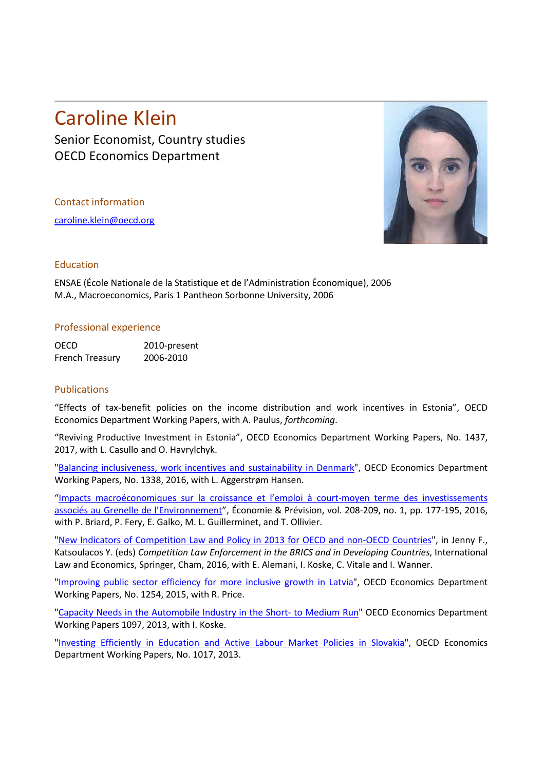# Caroline Klein

Senior Economist, Country studies
OECD Economics Department

## Contact information

caroline.klein@oecd.org

## Education

ENSAE (École Nationale de la Statistique et de l'Administration Économique), 2006
M.A., Macroeconomics, Paris 1 Pantheon Sorbonne University, 2006

## Professional experience

| | |
|---|---|
| OECD | 2010-present |
| French Treasury | 2006-2010 |

## Publications

"Effects of tax-benefit policies on the income distribution and work incentives in Estonia", OECD Economics Department Working Papers, with A. Paulus, *forthcoming*.

"Reviving Productive Investment in Estonia", OECD Economics Department Working Papers, No. 1437, 2017, with L. Casullo and O. Havrylchyk.

"Balancing inclusiveness, work incentives and sustainability in Denmark", OECD Economics Department Working Papers, No. 1338, 2016, with L. Aggerstrøm Hansen.

"Impacts macroéconomiques sur la croissance et l'emploi à court-moyen terme des investissements associés au Grenelle de l'Environnement", Économie & Prévision, vol. 208-209, no. 1, pp. 177-195, 2016, with P. Briard, P. Fery, E. Galko, M. L. Guillerminet, and T. Ollivier.

"New Indicators of Competition Law and Policy in 2013 for OECD and non-OECD Countries", in Jenny F., Katsoulacos Y. (eds) *Competition Law Enforcement in the BRICS and in Developing Countries*, International Law and Economics, Springer, Cham, 2016, with E. Alemani, I. Koske, C. Vitale and I. Wanner.

"Improving public sector efficiency for more inclusive growth in Latvia", OECD Economics Department Working Papers, No. 1254, 2015, with R. Price.

"Capacity Needs in the Automobile Industry in the Short- to Medium Run" OECD Economics Department Working Papers 1097, 2013, with I. Koske.

"Investing Efficiently in Education and Active Labour Market Policies in Slovakia", OECD Economics Department Working Papers, No. 1017, 2013.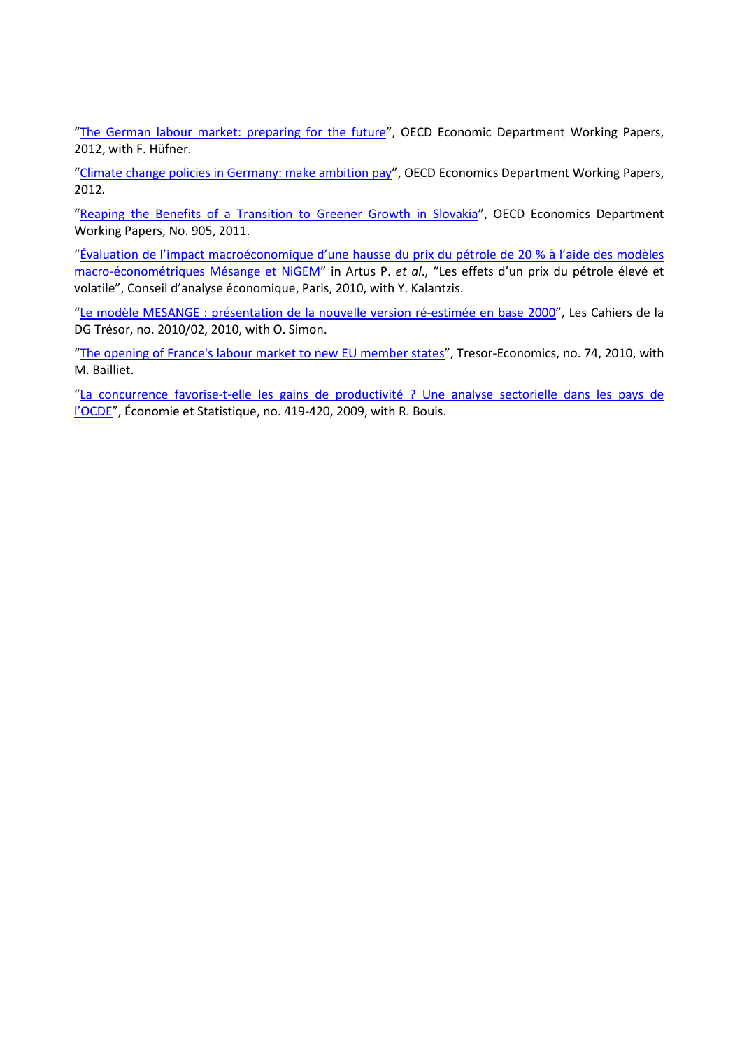"The German labour market: preparing for the future", OECD Economic Department Working Papers, 2012, with F. Hüfner.

"Climate change policies in Germany: make ambition pay", OECD Economics Department Working Papers, 2012.

"Reaping the Benefits of a Transition to Greener Growth in Slovakia", OECD Economics Department Working Papers, No. 905, 2011.

"Évaluation de l'impact macroéconomique d'une hausse du prix du pétrole de 20 % à l'aide des modèles macro-économétriques Mésange et NiGEM" in Artus P. *et al*., "Les effets d'un prix du pétrole élevé et volatile", Conseil d'analyse économique, Paris, 2010, with Y. Kalantzis.

"Le modèle MESANGE : présentation de la nouvelle version ré-estimée en base 2000", Les Cahiers de la DG Trésor, no. 2010/02, 2010, with O. Simon.

"The opening of France's labour market to new EU member states", Tresor-Economics, no. 74, 2010, with M. Bailliet.

"La concurrence favorise-t-elle les gains de productivité ? Une analyse sectorielle dans les pays de l'OCDE", Économie et Statistique, no. 419-420, 2009, with R. Bouis.